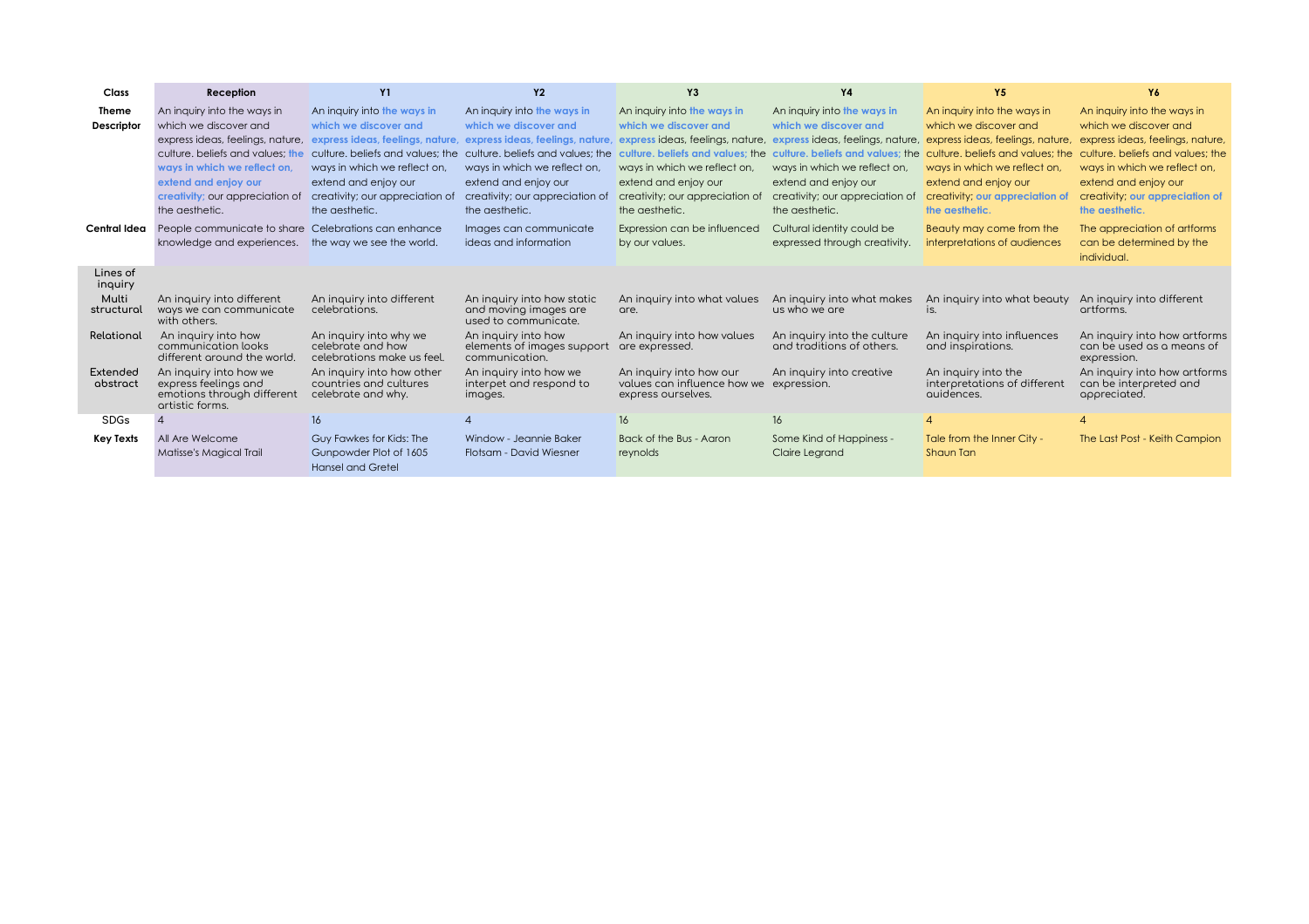| Class | Reception | Y1 | Y2 | Y3 | Y4 | Y5 | Y6 |
|---|---|---|---|---|---|---|---|
| Theme Descriptor | An inquiry into the ways in which we discover and express ideas, feelings, nature, culture. beliefs and values; **the ways in which we reflect on, extend and enjoy our creativity;** our appreciation of the aesthetic. | An inquiry into **the ways in which we discover and express ideas, feelings, nature,** culture. beliefs and values; the ways in which we reflect on, extend and enjoy our creativity; our appreciation of the aesthetic. | An inquiry into **the ways in which we discover and express ideas, feelings, nature,** culture. beliefs and values; the ways in which we reflect on, extend and enjoy our creativity; our appreciation of the aesthetic. | An inquiry into **the ways in which we discover and express** ideas, feelings, nature, **culture. beliefs and values;** the ways in which we reflect on, extend and enjoy our creativity; our appreciation of the aesthetic. | An inquiry into **the ways in which we discover and express** ideas, feelings, nature, **culture. beliefs and values;** the ways in which we reflect on, extend and enjoy our creativity; our appreciation of the aesthetic. | An inquiry into the ways in which we discover and express ideas, feelings, nature, culture. beliefs and values; the ways in which we reflect on, extend and enjoy our creativity; **our appreciation of the aesthetic.** | An inquiry into the ways in which we discover and express ideas, feelings, nature, culture. beliefs and values; the ways in which we reflect on, extend and enjoy our creativity; **our appreciation of the aesthetic.** |
| Central Idea | People communicate to share knowledge and experiences. | Celebrations can enhance the way we see the world. | Images can communicate ideas and information | Expression can be influenced by our values. | Cultural identity could be expressed through creativity. | Beauty may come from the interpretations of audiences | The appreciation of artforms can be determined by the individual. |
| Lines of inquiry | | | | | | | |
| Multi structural | An inquiry into different ways we can communicate with others. | An inquiry into different celebrations. | An inquiry into how static and moving images are used to communicate. | An inquiry into what values are. | An inquiry into what makes us who we are | An inquiry into what beauty is. | An inquiry into different artforms. |
| Relational | An inquiry into how communication looks different around the world. | An inquiry into why we celebrate and how celebrations make us feel. | An inquiry into how elements of images support communication. | An inquiry into how values are expressed. | An inquiry into the culture and traditions of others. | An inquiry into influences and inspirations. | An inquiry into how artforms can be used as a means of expression. |
| Extended abstract | An inquiry into how we express feelings and emotions through different artistic forms. | An inquiry into how other countries and cultures celebrate and why. | An inquiry into how we interpet and respond to images. | An inquiry into how our values can influence how we express ourselves. | An inquiry into creative expression. | An inquiry into the interpretations of different auidences. | An inquiry into how artforms can be interpreted and appreciated. |
| SDGs | 4 | 16 | 4 | 16 | 16 | 4 | 4 |
| Key Texts | All Are Welcome<br>Matisse's Magical Trail | Guy Fawkes for Kids: The Gunpowder Plot of 1605<br>Hansel and Gretel | Window - Jeannie Baker<br>Flotsam - David Wiesner | Back of the Bus - Aaron reynolds | Some Kind of Happiness - Claire Legrand | Tale from the Inner City - Shaun Tan | The Last Post - Keith Campion |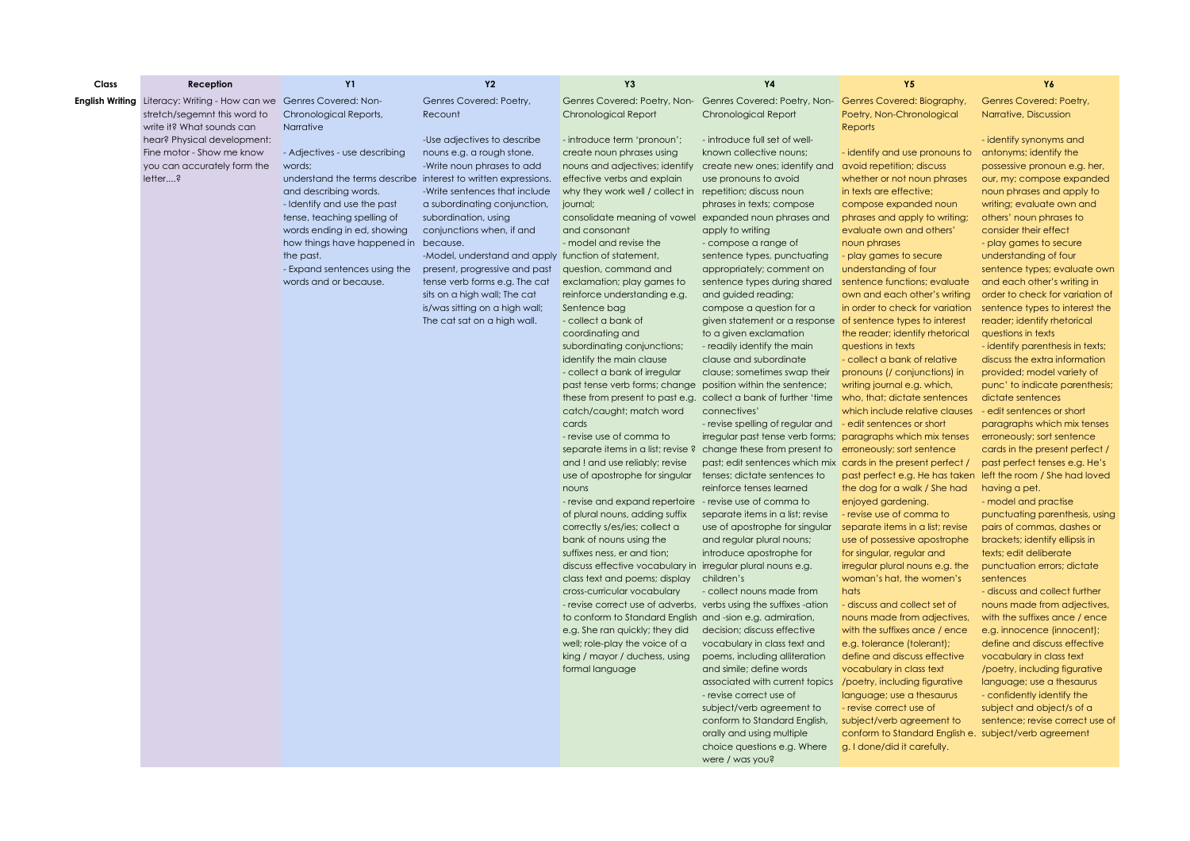| Class | Reception | Y1 | Y2 | Y3 | Y4 | Y5 | Y6 |
|---|---|---|---|---|---|---|---|
| **English Writing** | Literacy: Writing - How can we stretch/segemnt this word to write it? What sounds can hear? Physical development: Fine motor - Show me know you can accurately form the letter….? | Genres Covered: Non-Chronological Reports, Narrative<br><br>- Adjectives - use describing words;<br>understand the terms describe and describing words.<br>- Identify and use the past tense, teaching spelling of words ending in ed, showing how things have happened in the past.<br>- Expand sentences using the words and or because. | Genres Covered: Poetry, Recount<br><br>-Use adjectives to describe nouns e.g. a rough stone.<br>-Write noun phrases to add interest to written expressions.<br>-Write sentences that include a subordinating conjunction, subordination, using conjunctions when, if and because.<br>-Model, understand and apply present, progressive and past tense verb forms e.g. The cat sits on a high wall; The cat is/was sitting on a high wall; The cat sat on a high wall. | Genres Covered: Poetry, Non-Chronological Report<br><br>- introduce term 'pronoun'; create noun phrases using nouns and adjectives; identify effective verbs and explain why they work well / collect in journal;<br>consolidate meaning of vowel and consonant<br>- model and revise the function of statement, question, command and exclamation; play games to reinforce understanding e.g. Sentence bag<br>- collect a bank of coordinating and subordinating conjunctions; identify the main clause<br>- collect a bank of irregular past tense verb forms; change these from present to past e.g. catch/caught; match word cards<br>- revise use of comma to separate items in a list; revise ? and ! and use reliably; revise use of apostrophe for singular nouns<br>- revise and expand repertoire of plural nouns, adding suffix correctly s/es/ies; collect a bank of nouns using the suffixes ness, er and tion; discuss effective vocabulary in class text and poems; display cross-curricular vocabulary<br>- revise correct use of adverbs, to conform to Standard English e.g. She ran quickly; they did well; role-play the voice of a king / mayor / duchess, using formal language | Genres Covered: Poetry, Non-Chronological Report<br><br>- introduce full set of well-known collective nouns; create new ones; identify and use pronouns to avoid repetition; discuss noun phrases in texts; compose expanded noun phrases and apply to writing<br>- compose a range of sentence types, punctuating appropriately; comment on sentence types during shared and guided reading; compose a question for a given statement or a response to a given exclamation<br>- readily identify the main clause and subordinate clause; sometimes swap their position within the sentence; collect a bank of further 'time connectives'<br>- revise spelling of regular and irregular past tense verb forms; change these from present to past; edit sentences which mix tenses; dictate sentences to reinforce tenses learned<br>- revise use of comma to separate items in a list; revise use of apostrophe for singular and regular plural nouns; introduce apostrophe for irregular plural nouns e.g. children's<br>- collect nouns made from verbs using the suffixes -ation and -sion e.g. admiration, decision; discuss effective vocabulary in class text and poems, including alliteration and simile; define words associated with current topics<br>- revise correct use of subject/verb agreement to conform to Standard English, orally and using multiple choice questions e.g. Where were / was you? | Genres Covered: Biography, Poetry, Non-Chronological Reports<br><br>- identify and use pronouns to avoid repetition; discuss whether or not noun phrases in texts are effective; compose expanded noun phrases and apply to writing; evaluate own and others' noun phrases<br>- play games to secure understanding of four sentence functions; evaluate own and each other's writing in order to check for variation of sentence types to interest the reader; identify rhetorical questions in texts<br>- collect a bank of relative pronouns (/ conjunctions) in writing journal e.g. which, who, that; dictate sentences which include relative clauses<br>- edit sentences or short paragraphs which mix tenses erroneously; sort sentence cards in the present perfect / past perfect e.g. He has taken the dog for a walk / She had enjoyed gardening.<br>- revise use of comma to separate items in a list; revise use of possessive apostrophe for singular, regular and irregular plural nouns e.g. the woman's hat, the women's hats<br>- discuss and collect set of nouns made from adjectives, with the suffixes ance / ence e.g. tolerance (tolerant); define and discuss effective vocabulary in class text /poetry, including figurative language; use a thesaurus<br>- revise correct use of subject/verb agreement to conform to Standard English e.g. I done/did it carefully. | Genres Covered: Poetry, Narrative, Discussion<br><br>- identify synonyms and antonyms; identify the possessive pronoun e.g. her, our, my; compose expanded noun phrases and apply to writing; evaluate own and others' noun phrases to consider their effect<br>- play games to secure understanding of four sentence types; evaluate own and each other's writing in order to check for variation of sentence types to interest the reader; identify rhetorical questions in texts<br>- identify parenthesis in texts; discuss the extra information provided; model variety of punc' to indicate parenthesis; dictate sentences<br>- edit sentences or short paragraphs which mix tenses erroneously; sort sentence cards in the present perfect / past perfect tenses e.g. He's left the room / She had loved having a pet.<br>- model and practise punctuating parenthesis, using pairs of commas, dashes or brackets; identify ellipsis in texts; edit deliberate punctuation errors; dictate sentences<br>- discuss and collect further nouns made from adjectives, with the suffixes ance / ence e.g. innocence (innocent); define and discuss effective vocabulary in class text /poetry, including figurative language; use a thesaurus<br>- confidently identify the subject and object/s of a sentence; revise correct use of subject/verb agreement |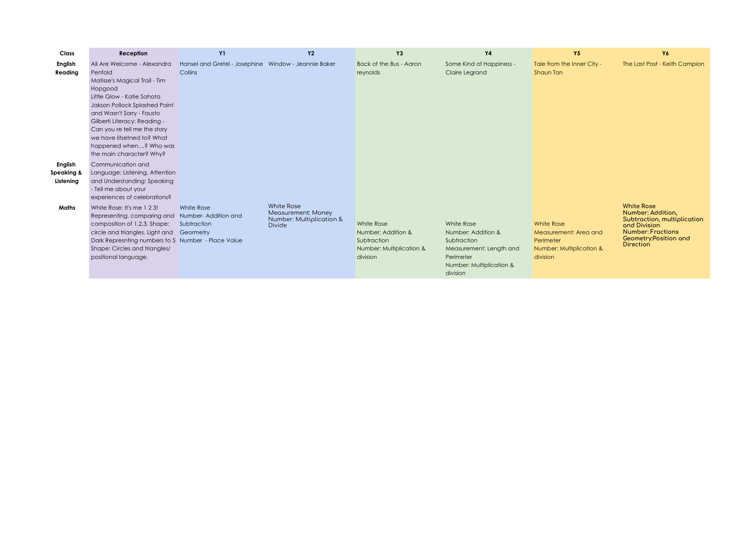| Class | Reception | Y1 | Y2 | Y3 | Y4 | Y5 | Y6 |
|---|---|---|---|---|---|---|---|
| **English Reading** | All Are Welcome - Alexandra Penfold<br>Matisse's Magical Trail - Tim Hopgood<br>Little Glow - Katie Sahota<br>Jakson Pollock Splashed Paint and Wasn't Sorry - Fausto Gilberti Literacy: Reading - Can you re tell me the story we have litsetned to? What happened when....? Who was the main character? Why? | Hansel and Gretel - Josephine Collins | Window - Jeannie Baker | Back of the Bus - Aaron reynolds | Some Kind of Happiness - Claire Legrand | Tale from the Inner City - Shaun Tan | The Last Post - Keith Campion |
| **English Speaking & Listening** | Communication and Language: Listening, Attention and Understanding: Speaking - Tell me about your experiences of celebrations? | | | | | | |
| **Maths** | White Rose: It's me 1 2 3! Representing, comparing and composition of 1,2,3. Shape: circle and triangles. Light and Dark Represnting numbers to 5 Shape: Circles and triangles/ positional language. | White Rose<br>Number- Addition and Subtraction<br>Geormetry<br>Number - Place Value | White Rose<br>Measurement: Money<br>Number: Multiplication & Divide | White Rose<br>Number: Addition & Subtraction<br>Number: Multiplication & division | White Rose<br>Number: Addition & Subtraction<br>Measurement: Length and Perimeter<br>Number: Multiplication & division | White Rose<br>Measurement: Area and Perimeter<br>Number: Multiplication & division | **White Rose**<br>**Number: Addition, Subtraction, multiplication and Division**<br>**Number: Fractions**<br>**Geometry:Position and Direction** |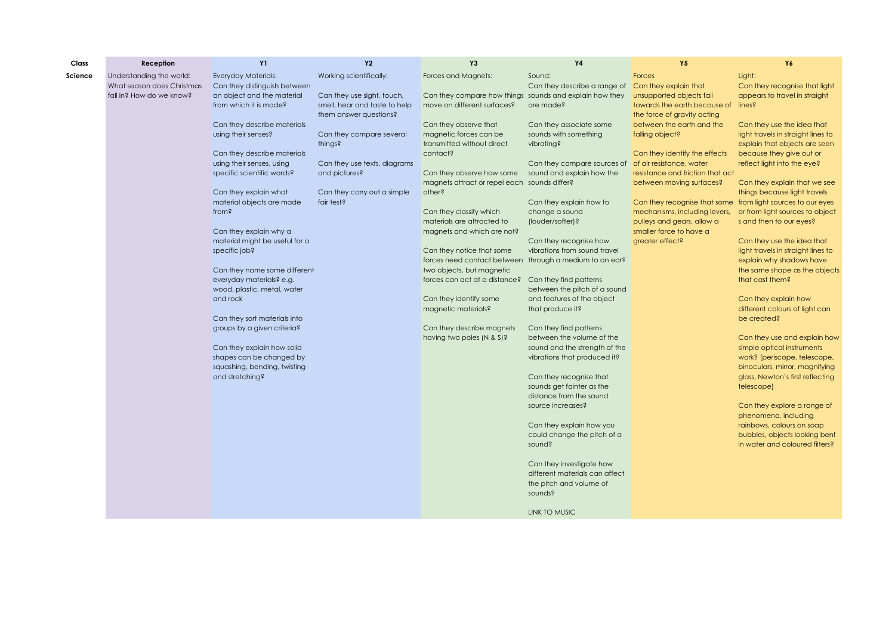| Class | Reception | Y1 | Y2 | Y3 | Y4 | Y5 | Y6 |
|---|---|---|---|---|---|---|---|
| Science | Understanding the world:<br>What season does Christmas fall in? How do we know? | Everyday Materials:<br>Can they distinguish between an object and the material from which it is made?<br><br>Can they describe materials using their senses?<br><br>Can they describe materials using their senses, using specific scientific words?<br><br>Can they explain what material objects are made from?<br><br>Can they explain why a material might be useful for a specific job?<br><br>Can they name some different everyday materials? e.g. wood, plastic, metal, water and rock<br><br>Can they sort materials into groups by a given criteria?<br><br>Can they explain how solid shapes can be changed by squashing, bending, twisting and stretching? | Working scientifically:<br><br>Can they use sight, touch, smell, hear and taste to help them answer questions?<br><br>Can they compare several things?<br><br>Can they use texts, diagrams and pictures?<br><br>Can they carry out a simple fair test? | Forces and Magnets:<br><br>Can they compare how things move on different surfaces?<br><br>Can they observe that magnetic forces can be transmitted without direct contact?<br><br>Can they observe how some magnets attract or repel each other?<br><br>Can they classify which materials are attracted to magnets and which are not?<br><br>Can they notice that some forces need contact between two objects, but magnetic forces can act at a distance?<br><br>Can they identify some magnetic materials?<br><br>Can they describe magnets having two poles (N & S)? | Sound:<br>Can they describe a range of sounds and explain how they are made?<br><br>Can they associate some sounds with something vibrating?<br><br>Can they compare sources of sound and explain how the sounds differ?<br><br>Can they explain how to change a sound (louder/softer)?<br><br>Can they recognise how vibrations from sound travel through a medium to an ear?<br><br>Can they find patterns between the pitch of a sound and features of the object that produce it?<br><br>Can they find patterns between the volume of the sound and the strength of the vibrations that produced it?<br><br>Can they recognise that sounds get fainter as the distance from the sound source increases?<br><br>Can they explain how you could change the pitch of a sound?<br><br>Can they investigate how different materials can affect the pitch and volume of sounds?<br><br>LINK TO MUSIC | Forces<br>Can they explain that unsupported objects fall towards the earth because of the force of gravity acting between the earth and the falling object?<br><br>Can they identify the effects of air resistance, water resistance and friction that act between moving surfaces?<br><br>Can they recognise that some mechanisms, including levers, pulleys and gears, allow a smaller force to have a greater effect? | Light:<br>Can they recognise that light appears to travel in straight lines?<br><br>Can they use the idea that light travels in straight lines to explain that objects are seen because they give out or reflect light into the eye?<br><br>Can they explain that we see things because light travels from light sources to our eyes or from light sources to object s and then to our eyes?<br><br>Can they use the idea that light travels in straight lines to explain why shadows have the same shape as the objects that cast them?<br><br>Can they explain how different colours of light can be created?<br><br>Can they use and explain how simple optical instruments work? (periscope, telescope, binoculars, mirror, magnifying glass, Newton's first reflecting telescope)<br><br>Can they explore a range of phenomena, including rainbows, colours on soap bubbles, objects looking bent in water and coloured filters? |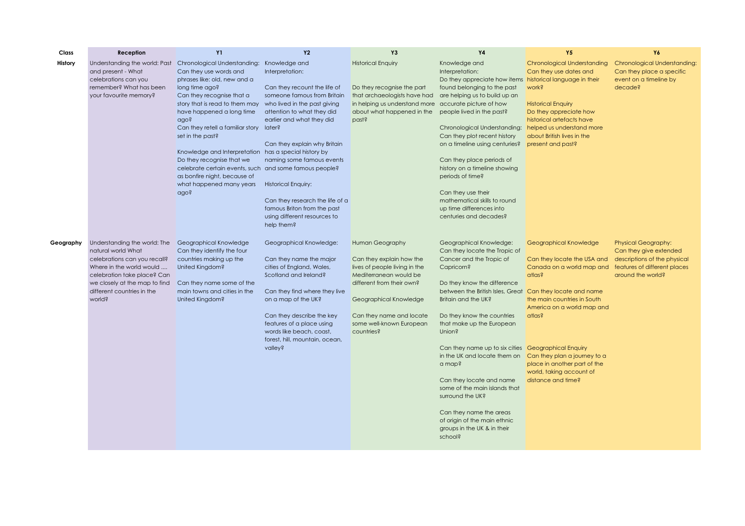| Class | Reception | Y1 | Y2 | Y3 | Y4 | Y5 | Y6 |
|---|---|---|---|---|---|---|---|
| **History** | Understanding the world: Past and present - What celebrations can you remember? What has been your favourite memory? | Chronological Understanding: Can they use words and phrases like: old, new and a long time ago?<br>Can they recognise that a story that is read to them may have happened a long time ago?<br>Can they retell a familiar story set in the past?<br><br>Knowledge and Interpretation Do they recognise that we celebrate certain events, such as bonfire night, because of what happened many years ago? | Knowledge and Interpretation:<br><br>Can they recount the life of someone famous from Britain who lived in the past giving attention to what they did earlier and what they did later?<br><br>Can they explain why Britain has a special history by naming some famous events and some famous people?<br><br>Historical Enquiry:<br><br>Can they research the life of a famous Briton from the past using different resources to help them? | Historical Enquiry<br><br>Do they recognise the part that archaeologists have had in helping us understand more about what happened in the past? | Knowledge and Interpretation:<br>Do they appreciate how items found belonging to the past are helping us to build up an accurate picture of how people lived in the past?<br><br>Chronological Understanding: Can they plot recent history on a timeline using centuries?<br><br>Can they place periods of history on a timeline showing periods of time?<br><br>Can they use their mathematical skills to round up time differences into centuries and decades? | Chronological Understanding Can they use dates and historical language in their work?<br><br>Historical Enquiry<br>Do they appreciate how historical artefacts have helped us understand more about British lives in the present and past? | Chronological Understanding: Can they place a specific event on a timeline by decade? |
| **Geography** | Understanding the world: The natural world What celebrations can you recall? Where in the world would .... celebration take place? Can we closely at the map to find different countries in the world? | Geographical Knowledge Can they identify the four countries making up the United Kingdom?<br><br>Can they name some of the main towns and cities in the United Kingdom? | Geographical Knowledge:<br><br>Can they name the major cities of England, Wales, Scotland and Ireland?<br><br>Can they find where they live on a map of the UK?<br><br>Can they describe the key features of a place using words like beach, coast, forest, hill, mountain, ocean, valley? | Human Geography<br><br>Can they explain how the lives of people living in the Mediterranean would be different from their own?<br><br>Geographical Knowledge<br><br>Can they name and locate some well-known European countries? | Geographical Knowledge: Can they locate the Tropic of Cancer and the Tropic of Capricorn?<br><br>Do they know the difference between the British Isles, Great Britain and the UK?<br><br>Do they know the countries that make up the European Union?<br><br>Can they name up to six cities in the UK and locate them on a map?<br><br>Can they locate and name some of the main islands that surround the UK?<br><br>Can they name the areas of origin of the main ethnic groups in the UK & in their school? | Geographical Knowledge<br><br>Can they locate the USA and Canada on a world map and atlas?<br><br>Can they locate and name the main countries in South America on a world map and atlas?<br><br>Geographical Enquiry<br>Can they plan a journey to a place in another part of the world, taking account of distance and time? | Physical Geography:<br>Can they give extended descriptions of the physical features of different places around the world? |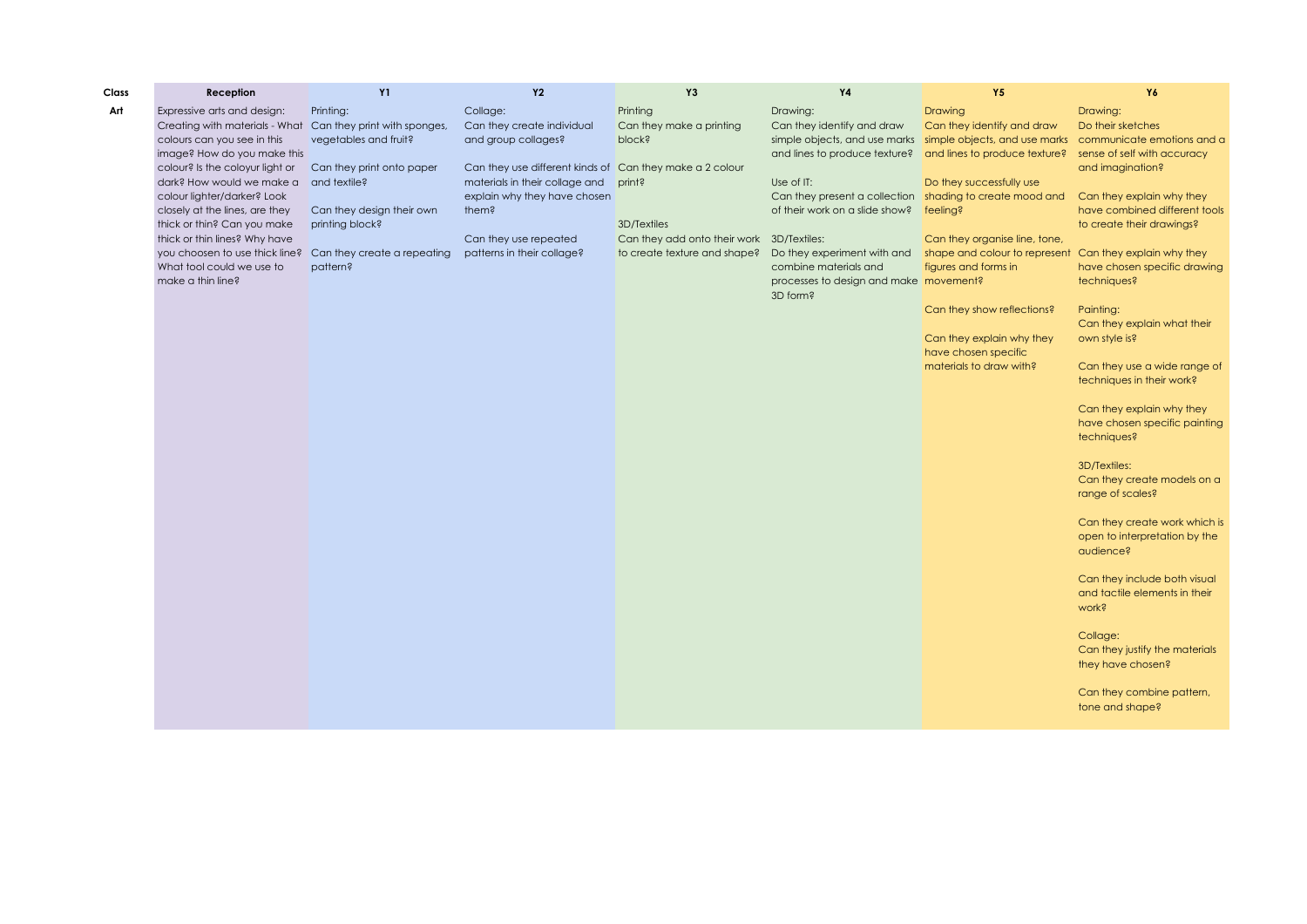| Class | Reception | Y1 | Y2 | Y3 | Y4 | Y5 | Y6 |
|---|---|---|---|---|---|---|---|
| **Art** | Expressive arts and design: Creating with materials - What colours can you see in this image? How do you make this colour? Is the coloyur light or dark? How would we make a colour lighter/darker? Look closely at the lines, are they thick or thin? Can you make thick or thin lines? Why have you choosen to use thick line? What tool could we use to make a thin line? | Printing:<br>Can they print with sponges, vegetables and fruit?<br><br>Can they print onto paper and textile?<br><br>Can they design their own printing block?<br><br>Can they create a repeating pattern? | Collage:<br>Can they create individual and group collages?<br><br>Can they use different kinds of materials in their collage and explain why they have chosen them?<br><br>Can they use repeated patterns in their collage? | Printing<br>Can they make a printing block?<br><br>Can they make a 2 colour print?<br><br>3D/Textiles<br>Can they add onto their work to create texture and shape? | Drawing:<br>Can they identify and draw simple objects, and use marks and lines to produce texture?<br><br>Use of IT:<br>Can they present a collection of their work on a slide show?<br><br>3D/Textiles:<br>Do they experiment with and combine materials and processes to design and make 3D form? | Drawing<br>Can they identify and draw simple objects, and use marks and lines to produce texture?<br><br>Do they successfully use shading to create mood and feeling?<br><br>Can they organise line, tone, shape and colour to represent figures and forms in movement?<br><br>Can they show reflections?<br><br>Can they explain why they have chosen specific materials to draw with? | Drawing:<br>Do their sketches communicate emotions and a sense of self with accuracy and imagination?<br><br>Can they explain why they have combined different tools to create their drawings?<br><br>Can they explain why they have chosen specific drawing techniques?<br><br>Painting:<br>Can they explain what their own style is?<br><br>Can they use a wide range of techniques in their work?<br><br>Can they explain why they have chosen specific painting techniques?<br><br>3D/Textiles:<br>Can they create models on a range of scales?<br><br>Can they create work which is open to interpretation by the audience?<br><br>Can they include both visual and tactile elements in their work?<br><br>Collage:<br>Can they justify the materials they have chosen?<br><br>Can they combine pattern, tone and shape? |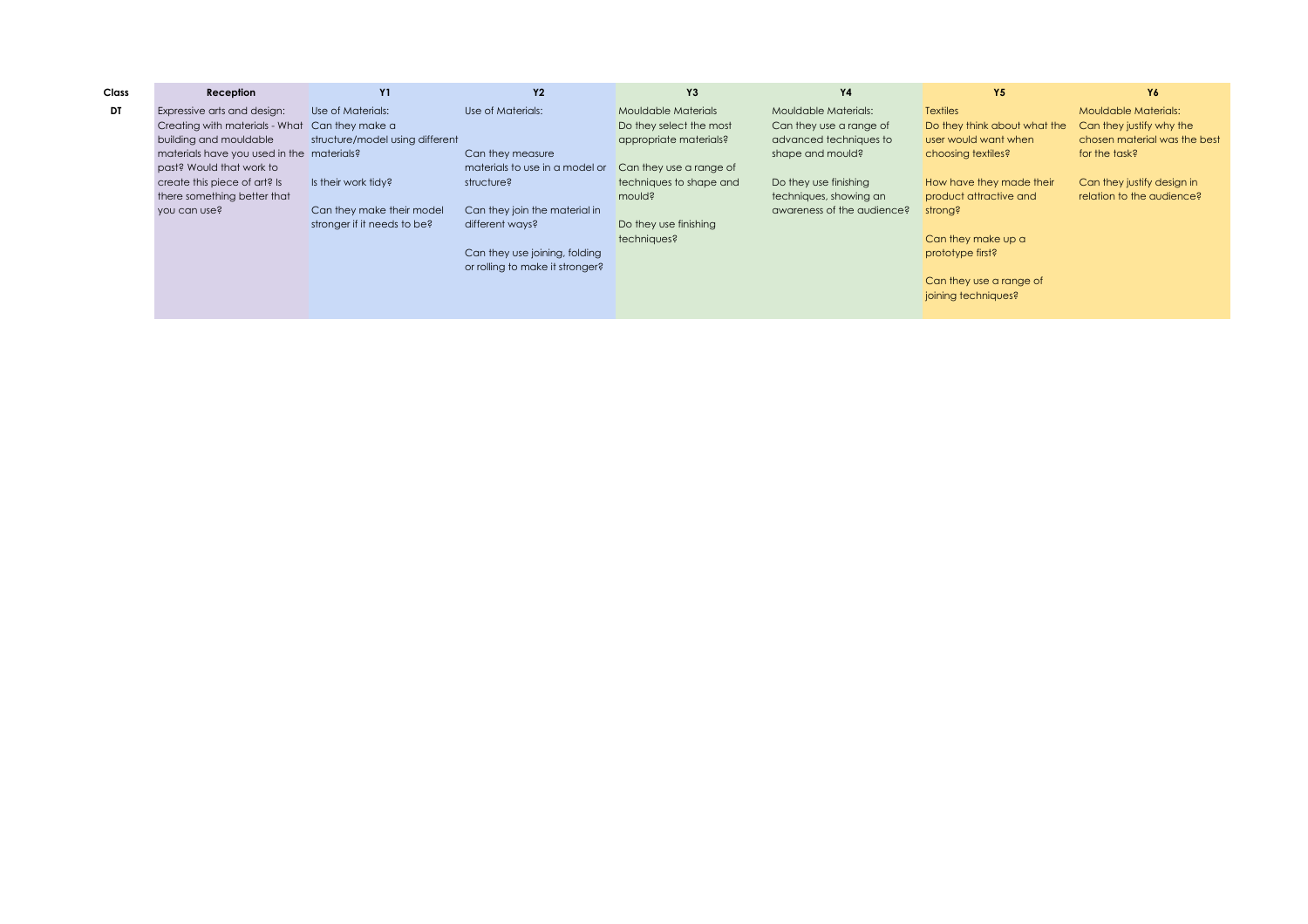| Class | Reception | Y1 | Y2 | Y3 | Y4 | Y5 | Y6 |
|---|---|---|---|---|---|---|---|
| DT | Expressive arts and design: Creating with materials - What building and mouldable materials have you used in the past? Would that work to create this piece of art? Is there something better that you can use? | Use of Materials: Can they make a structure/model using different materials?<br><br>Is their work tidy?<br><br>Can they make their model stronger if it needs to be? | Use of Materials:<br><br>Can they measure materials to use in a model or structure?<br><br>Can they join the material in different ways?<br><br>Can they use joining, folding or rolling to make it stronger? | Mouldable Materials<br>Do they select the most appropriate materials?<br><br>Can they use a range of techniques to shape and mould?<br><br>Do they use finishing techniques? | Mouldable Materials:<br>Can they use a range of advanced techniques to shape and mould?<br><br>Do they use finishing techniques, showing an awareness of the audience? | Textiles<br>Do they think about what the user would want when choosing textiles?<br><br>How have they made their product attractive and strong?<br><br>Can they make up a prototype first?<br><br>Can they use a range of joining techniques? | Mouldable Materials:<br>Can they justify why the chosen material was the best for the task?<br><br>Can they justify design in relation to the audience? |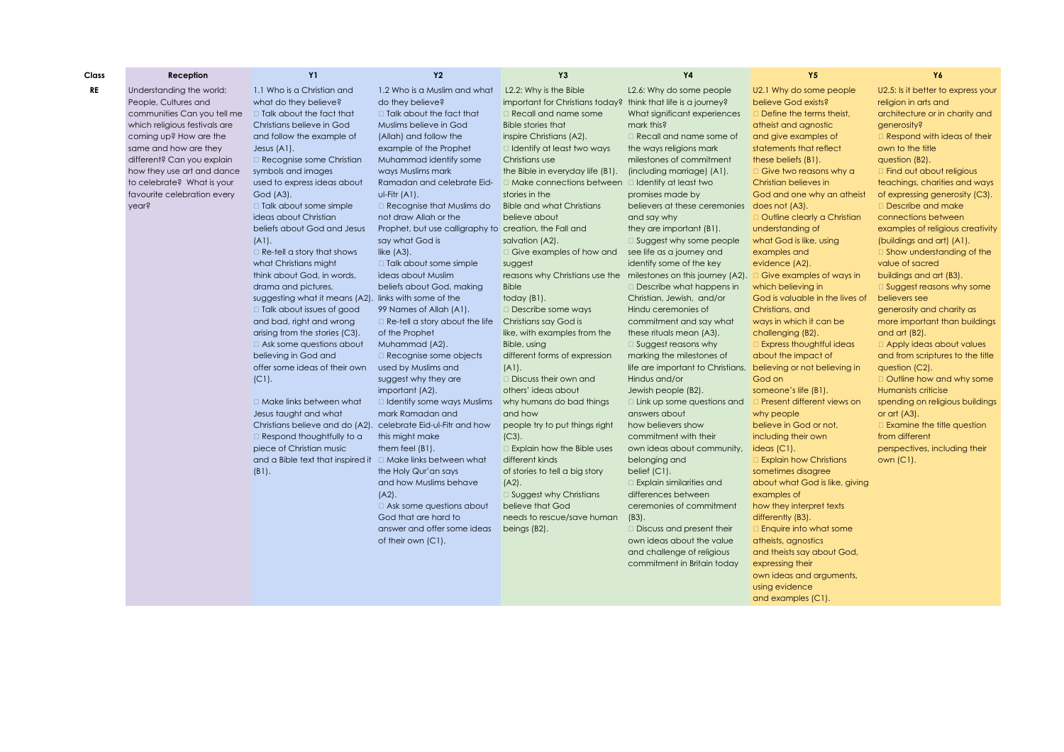| Class | Reception | Y1 | Y2 | Y3 | Y4 | Y5 | Y6 |
|---|---|---|---|---|---|---|---|
| RE | Understanding the world: People, Cultures and communities Can you tell me which religious festivals are coming up? How are the same and how are they different? Can you explain how they use art and dance to celebrate? What is your favourite celebration every year? | 1.1 Who is a Christian and what do they believe?<br>□ Talk about the fact that Christians believe in God and follow the example of Jesus (A1).<br>□ Recognise some Christian symbols and images used to express ideas about God (A3).<br>□ Talk about some simple ideas about Christian beliefs about God and Jesus (A1).<br>□ Re-tell a story that shows what Christians might think about God, in words, drama and pictures, suggesting what it means (A2).<br>□ Talk about issues of good and bad, right and wrong arising from the stories (C3).<br>□ Ask some questions about believing in God and offer some ideas of their own (C1).<br>□ Make links between what Jesus taught and what Christians believe and do (A2).<br>□ Respond thoughtfully to a piece of Christian music and a Bible text that inspired it (B1). | 1.2 Who is a Muslim and what do they believe?<br>□ Talk about the fact that Muslims believe in God (Allah) and follow the example of the Prophet Muhammad identify some ways Muslims mark Ramadan and celebrate Eid-ul-Fitr (A1).<br>□ Recognise that Muslims do not draw Allah or the Prophet, but use calligraphy to say what God is like (A3).<br>□ Talk about some simple ideas about Muslim beliefs about God, making links with some of the 99 Names of Allah (A1).<br>□ Re-tell a story about the life of the Prophet Muhammad (A2).<br>□ Recognise some objects used by Muslims and suggest why they are important (A2).<br>□ Identify some ways Muslims mark Ramadan and celebrate Eid-ul-Fitr and how this might make them feel (B1).<br>□ Make links between what the Holy Qur'an says and how Muslims behave (A2).<br>□ Ask some questions about God that are hard to answer and offer some ideas of their own (C1). | L2.2: Why is the Bible important for Christians today?<br>□ Recall and name some Bible stories that inspire Christians (A2).<br>□ Identify at least two ways Christians use the Bible in everyday life (B1).<br>□ Make connections between stories in the Bible and what Christians believe about creation, the Fall and salvation (A2).<br>□ Give examples of how and suggest reasons why Christians use the Bible today (B1).<br>□ Describe some ways Christians say God is like, with examples from the Bible, using different forms of expression (A1).<br>□ Discuss their own and others' ideas about why humans do bad things and how people try to put things right (C3).<br>□ Explain how the Bible uses different kinds of stories to tell a big story (A2).<br>□ Suggest why Christians believe that God needs to rescue/save human beings (B2). | L2.6: Why do some people think that life is a journey? What significant experiences mark this?<br>□ Recall and name some of the ways religions mark milestones of commitment (including marriage) (A1).<br>□ Identify at least two promises made by believers at these ceremonies and say why they are important (B1).<br>□ Suggest why some people see life as a journey and identify some of the key milestones on this journey (A2).<br>□ Describe what happens in Christian, Jewish, and/or Hindu ceremonies of commitment and say what these rituals mean (A3).<br>□ Suggest reasons why marking the milestones of life are important to Christians, Hindus and/or Jewish people (B2).<br>□ Link up some questions and answers about how believers show commitment with their own ideas about community, belonging and belief (C1).<br>□ Explain similarities and differences between ceremonies of commitment (B3).<br>□ Discuss and present their own ideas about the value and challenge of religious commitment in Britain today | U2.1 Why do some people believe God exists?<br>□ Define the terms theist, atheist and agnostic and give examples of statements that reflect these beliefs (B1).<br>□ Give two reasons why a Christian believes in God and one why an atheist does not (A3).<br>□ Outline clearly a Christian understanding of what God is like, using examples and evidence (A2).<br>□ Give examples of ways in which believing in God is valuable in the lives of Christians, and ways in which it can be challenging (B2).<br>□ Express thoughtful ideas about the impact of believing or not believing in God on someone's life (B1).<br>□ Present different views on why people believe in God or not, including their own ideas (C1).<br>□ Explain how Christians sometimes disagree about what God is like, giving examples of how they interpret texts differently (B3).<br>□ Enquire into what some atheists, agnostics and theists say about God, expressing their own ideas and arguments, using evidence and examples (C1). | U2.5: Is it better to express your religion in arts and architecture or in charity and generosity?<br>□ Respond with ideas of their own to the title question (B2).<br>□ Find out about religious teachings, charities and ways of expressing generosity (C3).<br>□ Describe and make connections between examples of religious creativity (buildings and art) (A1).<br>□ Show understanding of the value of sacred buildings and art (B3).<br>□ Suggest reasons why some believers see generosity and charity as more important than buildings and art (B2).<br>□ Apply ideas about values and from scriptures to the title question (C2).<br>□ Outline how and why some Humanists criticise spending on religious buildings or art (A3).<br>□ Examine the title question from different perspectives, including their own (C1). |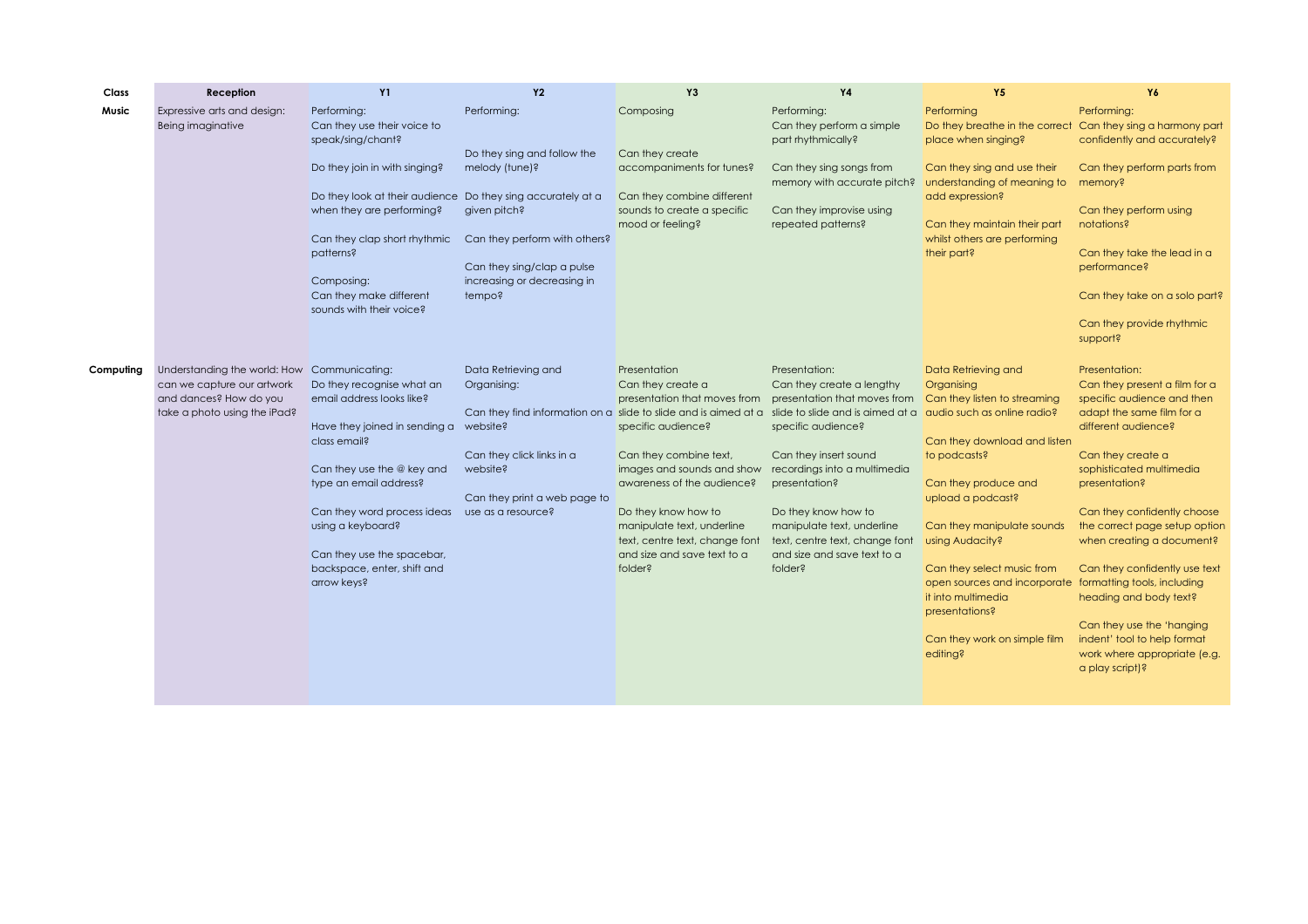| Class | Reception | Y1 | Y2 | Y3 | Y4 | Y5 | Y6 |
|---|---|---|---|---|---|---|---|
| **Music** | Expressive arts and design: Being imaginative | Performing:<br>Can they use their voice to speak/sing/chant?<br><br>Do they join in with singing?<br><br>Do they look at their audience when they are performing?<br><br>Can they clap short rhythmic patterns?<br><br>Composing:<br>Can they make different sounds with their voice? | Performing:<br><br>Do they sing and follow the melody (tune)?<br><br>Do they sing accurately at a given pitch?<br><br>Can they perform with others?<br><br>Can they sing/clap a pulse increasing or decreasing in tempo? | Composing<br><br>Can they create accompaniments for tunes?<br><br>Can they combine different sounds to create a specific mood or feeling? | Performing:<br>Can they perform a simple part rhythmically?<br><br>Can they sing songs from memory with accurate pitch?<br><br>Can they improvise using repeated patterns? | Performing<br>Do they breathe in the correct place when singing?<br><br>Can they sing and use their understanding of meaning to add expression?<br><br>Can they maintain their part whilst others are performing their part? | Performing:<br>Can they sing a harmony part confidently and accurately?<br><br>Can they perform parts from memory?<br><br>Can they perform using notations?<br><br>Can they take the lead in a performance?<br><br>Can they take on a solo part?<br><br>Can they provide rhythmic support? |
| **Computing** | Understanding the world: How can we capture our artwork and dances? How do you take a photo using the iPad? | Communicating:<br>Do they recognise what an email address looks like?<br><br>Have they joined in sending a class email?<br><br>Can they use the @ key and type an email address?<br><br>Can they word process ideas using a keyboard?<br><br>Can they use the spacebar, backspace, enter, shift and arrow keys? | Data Retrieving and Organising:<br><br>Can they find information on a website?<br><br>Can they click links in a website?<br><br>Can they print a web page to use as a resource? | Presentation<br>Can they create a presentation that moves from slide to slide and is aimed at a specific audience?<br><br>Can they combine text, images and sounds and show awareness of the audience?<br><br>Do they know how to manipulate text, underline text, centre text, change font and size and save text to a folder? | Presentation:<br>Can they create a lengthy presentation that moves from slide to slide and is aimed at a specific audience?<br><br>Can they insert sound recordings into a multimedia presentation?<br><br>Do they know how to manipulate text, underline text, centre text, change font and size and save text to a folder? | Data Retrieving and Organising<br>Can they listen to streaming audio such as online radio?<br><br>Can they download and listen to podcasts?<br><br>Can they produce and upload a podcast?<br><br>Can they manipulate sounds using Audacity?<br><br>Can they select music from open sources and incorporate it into multimedia presentations?<br><br>Can they work on simple film editing? | Presentation:<br>Can they present a film for a specific audience and then adapt the same film for a different audience?<br><br>Can they create a sophisticated multimedia presentation?<br><br>Can they confidently choose the correct page setup option when creating a document?<br><br>Can they confidently use text formatting tools, including heading and body text?<br><br>Can they use the 'hanging indent' tool to help format work where appropriate (e.g. a play script)? |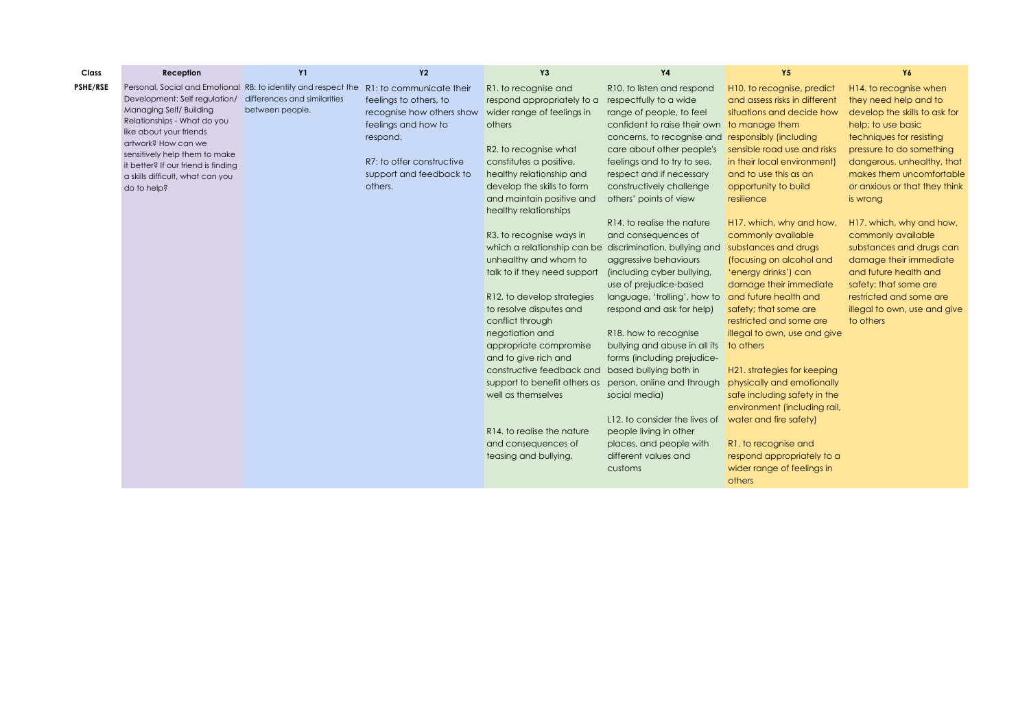| Class | Reception | Y1 | Y2 | Y3 | Y4 | Y5 | Y6 |
|---|---|---|---|---|---|---|---|
| PSHE/RSE | Personal, Social and Emotional Development: Self regulation/ Managing Self/ Building Relationships - What do you like about your friends artwork? How can we sensitively help them to make it better? If our friend is finding a skills difficult, what can you do to help? | R8: to identify and respect the differences and similarities between people. | R1: to communicate their feelings to others, to recognise how others show feelings and how to respond.<br><br>R7: to offer constructive support and feedback to others. | R1. to recognise and respond appropriately to a wider range of feelings in others<br><br>R2. to recognise what constitutes a positive, healthy relationship and develop the skills to form and maintain positive and healthy relationships<br><br>R3. to recognise ways in which a relationship can be unhealthy and whom to talk to if they need support<br><br>R12. to develop strategies to resolve disputes and conflict through negotiation and appropriate compromise and to give rich and constructive feedback and support to benefit others as well as themselves<br><br>R14. to realise the nature and consequences of teasing and bullying. | R10. to listen and respond respectfully to a wide range of people, to feel confident to raise their own concerns, to recognise and care about other people's feelings and to try to see, respect and if necessary constructively challenge others' points of view<br><br>R14. to realise the nature and consequences of discrimination, bullying and aggressive behaviours (including cyber bullying, use of prejudice-based language, 'trolling', how to respond and ask for help)<br><br>R18. how to recognise bullying and abuse in all its forms (including prejudice-based bullying both in person, online and through social media)<br><br>L12. to consider the lives of people living in other places, and people with different values and customs | H10. to recognise, predict and assess risks in different situations and decide how to manage them responsibly (including sensible road use and risks in their local environment) and to use this as an opportunity to build resilience<br><br>H17. which, why and how, commonly available substances and drugs (focusing on alcohol and 'energy drinks') can damage their immediate and future health and safety; that some are restricted and some are illegal to own, use and give to others<br><br>H21. strategies for keeping physically and emotionally safe including safety in the environment (including rail, water and fire safety)<br><br>R1. to recognise and respond appropriately to a wider range of feelings in others | H14. to recognise when they need help and to develop the skills to ask for help; to use basic techniques for resisting pressure to do something dangerous, unhealthy, that makes them uncomfortable or anxious or that they think is wrong<br><br>H17. which, why and how, commonly available substances and drugs can damage their immediate and future health and safety; that some are restricted and some are illegal to own, use and give to others |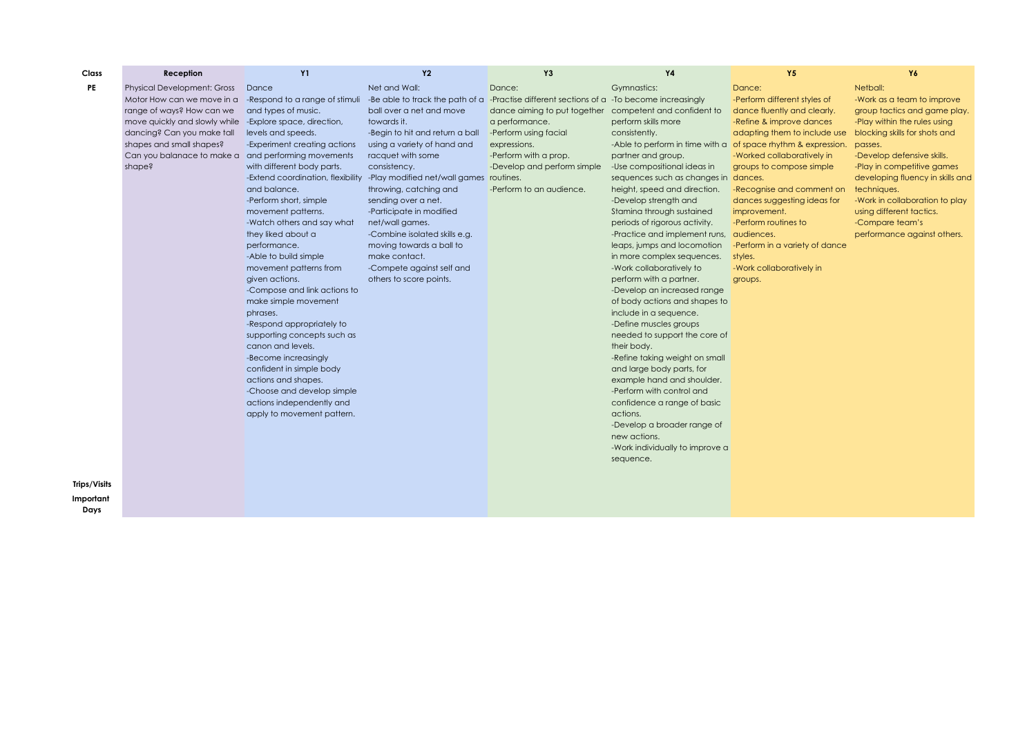| Class | Reception | Y1 | Y2 | Y3 | Y4 | Y5 | Y6 |
|---|---|---|---|---|---|---|---|
| **PE** | Physical Development: Gross Motor How can we move in a range of ways? How can we move quickly and slowly while dancing? Can you make tall shapes and small shapes? Can you balanace to make a shape? | Dance<br>-Respond to a range of stimuli and types of music.<br>-Explore space, direction, levels and speeds.<br>-Experiment creating actions and performing movements with different body parts.<br>-Extend coordination, flexibility and balance.<br>-Perform short, simple movement patterns.<br>-Watch others and say what they liked about a performance.<br>-Able to build simple movement patterns from given actions.<br>-Compose and link actions to make simple movement phrases.<br>-Respond appropriately to supporting concepts such as canon and levels.<br>-Become increasingly confident in simple body actions and shapes.<br>-Choose and develop simple actions independently and apply to movement pattern. | Net and Wall:<br>-Be able to track the path of a ball over a net and move towards it.<br>-Begin to hit and return a ball using a variety of hand and racquet with some consistency.<br>-Play modified net/wall games throwing, catching and sending over a net.<br>-Participate in modified net/wall games.<br>-Combine isolated skills e.g. moving towards a ball to make contact.<br>-Compete against self and others to score points. | Dance:<br>-Practise different sections of a dance aiming to put together a performance.<br>-Perform using facial expressions.<br>-Perform with a prop.<br>-Develop and perform simple routines.<br>-Perform to an audience. | Gymnastics:<br>-To become increasingly competent and confident to perform skills more consistently.<br>-Able to perform in time with a partner and group.<br>-Use compositional ideas in sequences such as changes in height, speed and direction.<br>-Develop strength and Stamina through sustained periods of rigorous activity.<br>-Practice and implement runs, leaps, jumps and locomotion in more complex sequences.<br>-Work collaboratively to perform with a partner.<br>-Develop an increased range of body actions and shapes to include in a sequence.<br>-Define muscles groups needed to support the core of their body.<br>-Refine taking weight on small and large body parts, for example hand and shoulder.<br>-Perform with control and confidence a range of basic actions.<br>-Develop a broader range of new actions.<br>-Work individually to improve a sequence. | Dance:<br>-Perform different styles of dance fluently and clearly.<br>-Refine & improve dances adapting them to include use of space rhythm & expression.<br>-Worked collaboratively in groups to compose simple dances.<br>-Recognise and comment on dances suggesting ideas for improvement.<br>-Perform routines to audiences.<br>-Perform in a variety of dance styles.<br>-Work collaboratively in groups. | Netball:<br>-Work as a team to improve group tactics and game play.<br>-Play within the rules using blocking skills for shots and passes.<br>-Develop defensive skills.<br>-Play in competitive games developing fluency in skills and techniques.<br>-Work in collaboration to play using different tactics.<br>-Compare team's performance against others. |
| **Trips/Visits** | | | | | | | |
| **Important Days** | | | | | | | |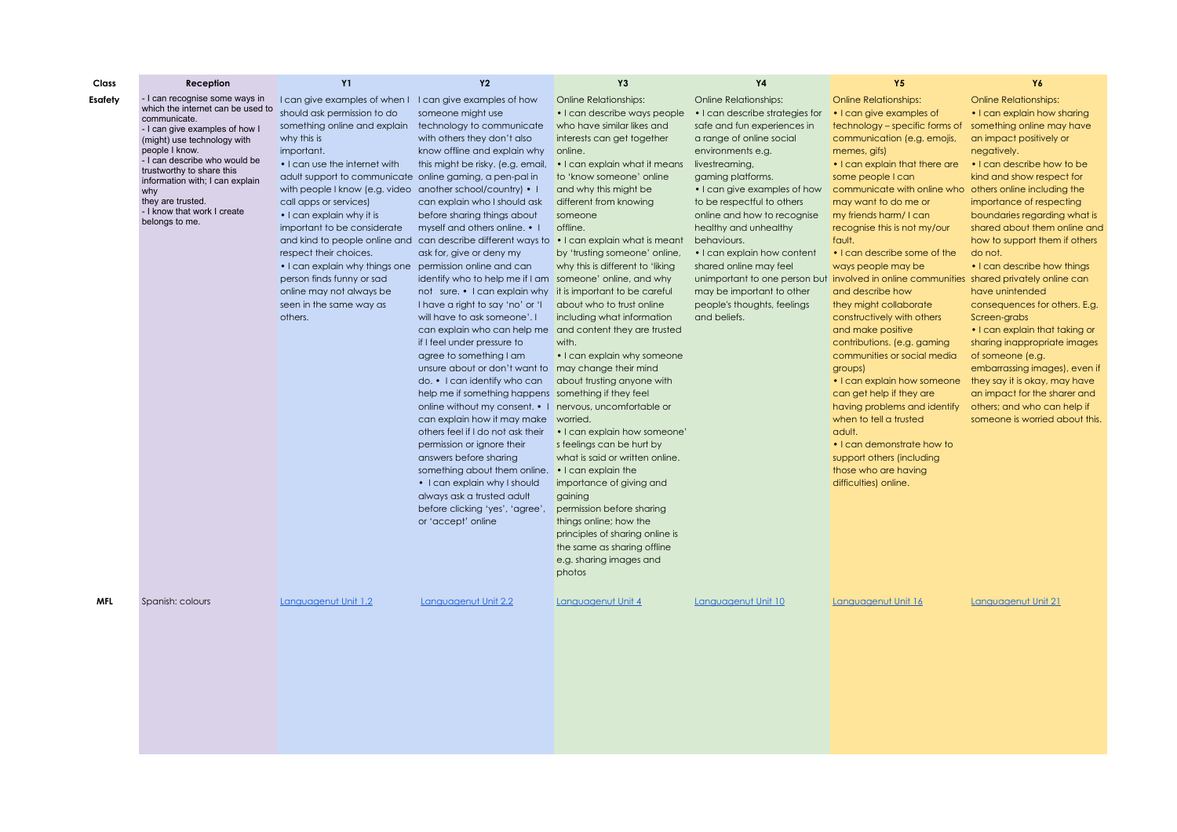| Class | Reception | Y1 | Y2 | Y3 | Y4 | Y5 | Y6 |
|---|---|---|---|---|---|---|---|
| **Esafety** | - I can recognise some ways in which the internet can be used to communicate.<br>- I can give examples of how I (might) use technology with people I know.<br>- I can describe who would be trustworthy to share this information with; I can explain why they are trusted.<br>- I know that work I create belongs to me. | I can give examples of when I should ask permission to do something online and explain why this is important.<br>• I can use the internet with adult support to communicate with people I know (e.g. video call apps or services)<br>• I can explain why it is important to be considerate and kind to people online and respect their choices.<br>• I can explain why things one person finds funny or sad online may not always be seen in the same way as others. | I can give examples of how someone might use technology to communicate with others they don't also know offline and explain why this might be risky. (e.g. email, online gaming, a pen-pal in another school/country) • I can explain who I should ask before sharing things about myself and others online. • I can describe different ways to ask for, give or deny my permission online and can identify who to help me if I am not sure. • I can explain why I have a right to say 'no' or 'I will have to ask someone'. I can explain who can help me if I feel under pressure to agree to something I am unsure about or don't want to do. • I can identify who can help me if something happens online without my consent. • I can explain how it may make others feel if I do not ask their permission or ignore their answers before sharing something about them online.<br>• I can explain why I should always ask a trusted adult before clicking 'yes', 'agree', or 'accept' online | Online Relationships:<br>• I can describe ways people who have similar likes and interests can get together online.<br>• I can explain what it means to 'know someone' online and why this might be different from knowing someone offline.<br>• I can explain what is meant by 'trusting someone' online, why this is different to 'liking someone' online, and why it is important to be careful about who to trust online including what information and content they are trusted with.<br>• I can explain why someone may change their mind about trusting anyone with something if they feel nervous, uncomfortable or worried.<br>• I can explain how someone's feelings can be hurt by what is said or written online.<br>• I can explain the importance of giving and gaining permission before sharing things online; how the principles of sharing online is the same as sharing offline e.g. sharing images and photos | Online Relationships:<br>• I can describe strategies for safe and fun experiences in a range of online social environments e.g. livestreaming, gaming platforms.<br>• I can give examples of how to be respectful to others online and how to recognise healthy and unhealthy behaviours.<br>• I can explain how content shared online may feel unimportant to one person but may be important to other people's thoughts, feelings and beliefs. | Online Relationships:<br>• I can give examples of technology – specific forms of communication (e.g. emojis, memes, gifs)<br>• I can explain that there are some people I can communicate with online who may want to do me or my friends harm/ I can recognise this is not my/our fault.<br>• I can describe some of the ways people may be involved in online communities and describe how they might collaborate constructively with others and make positive contributions. (e.g. gaming communities or social media groups)<br>• I can explain how someone can get help if they are having problems and identify when to tell a trusted adult.<br>• I can demonstrate how to support others (including those who are having difficulties) online. | Online Relationships:<br>• I can explain how sharing something online may have an impact positively or negatively.<br>• I can describe how to be kind and show respect for others online including the importance of respecting boundaries regarding what is shared about them online and how to support them if others do not.<br>• I can describe how things shared privately online can have unintended consequences for others. E.g. Screen-grabs<br>• I can explain that taking or sharing inappropriate images of someone (e.g. embarrassing images), even if they say it is okay, may have an impact for the sharer and others; and who can help if someone is worried about this. |
| **MFL** | Spanish: colours | Languagenut Unit 1.2 | Languagenut Unit 2.2 | Languagenut Unit 4 | Languagenut Unit 10 | Languagenut Unit 16 | Languagenut Unit 21 |